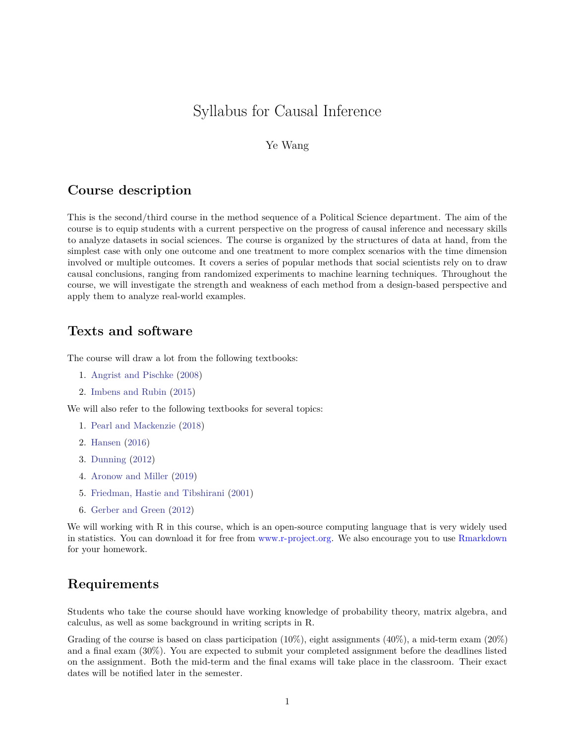# Syllabus for Causal Inference

Ye Wang

## Course description

This is the second/third course in the method sequence of a Political Science department. The aim of the course is to equip students with a current perspective on the progress of causal inference and necessary skills to analyze datasets in social sciences. The course is organized by the structures of data at hand, from the simplest case with only one outcome and one treatment to more complex scenarios with the time dimension involved or multiple outcomes. It covers a series of popular methods that social scientists rely on to draw causal conclusions, ranging from randomized experiments to machine learning techniques. Throughout the course, we will investigate the strength and weakness of each method from a design-based perspective and apply them to analyze real-world examples.

## Texts and software

The course will draw a lot from the following textbooks:

1. Angrist and Pischke (2008)
2. Imbens and Rubin (2015)

We will also refer to the following textbooks for several topics:

1. Pearl and Mackenzie (2018)
2. Hansen (2016)
3. Dunning (2012)
4. Aronow and Miller (2019)
5. Friedman, Hastie and Tibshirani (2001)
6. Gerber and Green (2012)

We will working with R in this course, which is an open-source computing language that is very widely used in statistics. You can download it for free from www.r-project.org. We also encourage you to use Rmarkdown for your homework.

## Requirements

Students who take the course should have working knowledge of probability theory, matrix algebra, and calculus, as well as some background in writing scripts in R.

Grading of the course is based on class participation (10%), eight assignments (40%), a mid-term exam (20%) and a final exam (30%). You are expected to submit your completed assignment before the deadlines listed on the assignment. Both the mid-term and the final exams will take place in the classroom. Their exact dates will be notified later in the semester.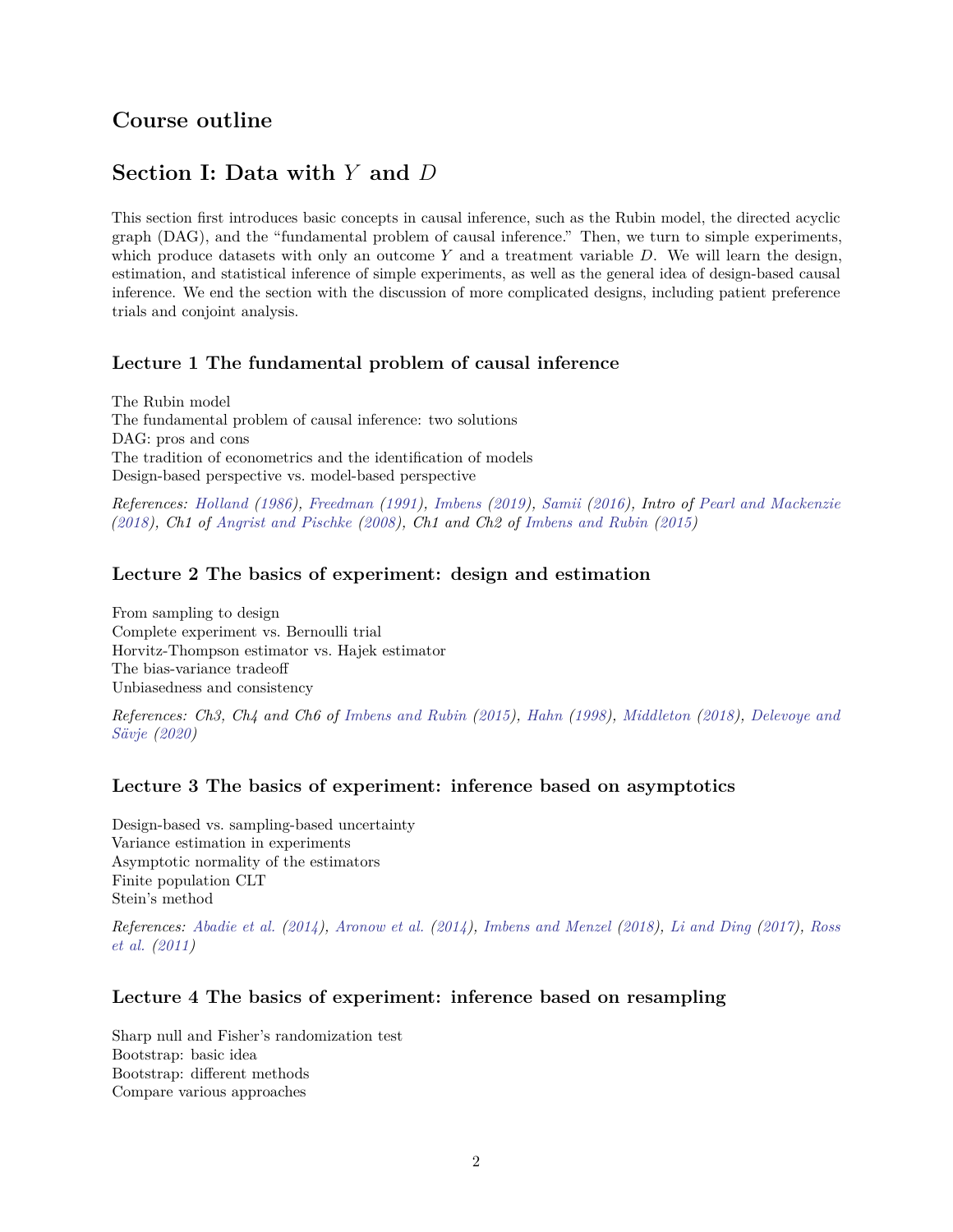## Course outline

## Section I: Data with $Y$ and $D$

This section first introduces basic concepts in causal inference, such as the Rubin model, the directed acyclic graph (DAG), and the "fundamental problem of causal inference." Then, we turn to simple experiments, which produce datasets with only an outcome $Y$ and a treatment variable $D$. We will learn the design, estimation, and statistical inference of simple experiments, as well as the general idea of design-based causal inference. We end the section with the discussion of more complicated designs, including patient preference trials and conjoint analysis.

### Lecture 1 The fundamental problem of causal inference

The Rubin model
The fundamental problem of causal inference: two solutions
DAG: pros and cons
The tradition of econometrics and the identification of models
Design-based perspective vs. model-based perspective

*References: Holland (1986), Freedman (1991), Imbens (2019), Samii (2016), Intro of Pearl and Mackenzie (2018), Ch1 of Angrist and Pischke (2008), Ch1 and Ch2 of Imbens and Rubin (2015)*

### Lecture 2 The basics of experiment: design and estimation

From sampling to design
Complete experiment vs. Bernoulli trial
Horvitz-Thompson estimator vs. Hajek estimator
The bias-variance tradeoff
Unbiasedness and consistency

*References: Ch3, Ch4 and Ch6 of Imbens and Rubin (2015), Hahn (1998), Middleton (2018), Delevoye and Sävje (2020)*

### Lecture 3 The basics of experiment: inference based on asymptotics

Design-based vs. sampling-based uncertainty
Variance estimation in experiments
Asymptotic normality of the estimators
Finite population CLT
Stein's method

*References: Abadie et al. (2014), Aronow et al. (2014), Imbens and Menzel (2018), Li and Ding (2017), Ross et al. (2011)*

### Lecture 4 The basics of experiment: inference based on resampling

Sharp null and Fisher's randomization test
Bootstrap: basic idea
Bootstrap: different methods
Compare various approaches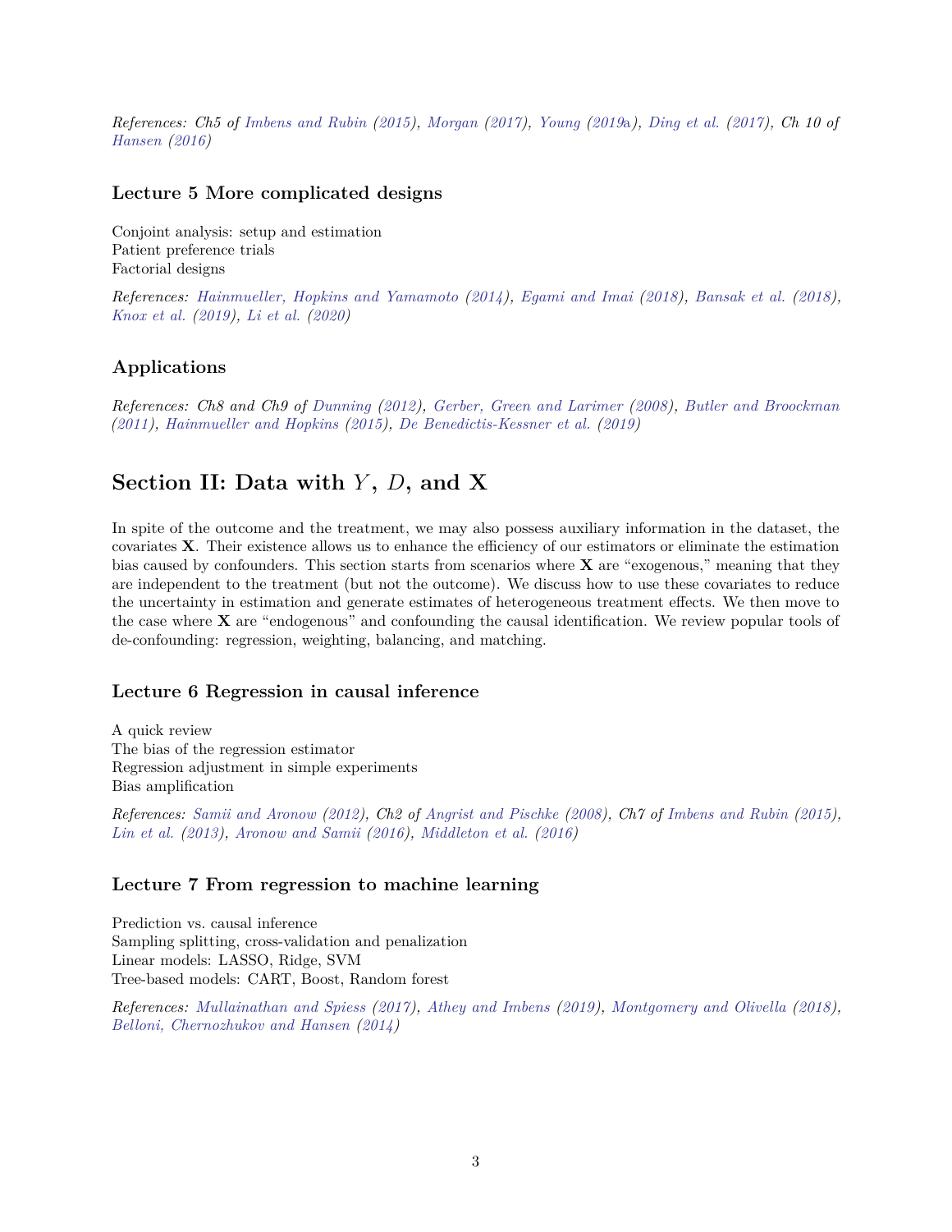*References: Ch5 of Imbens and Rubin (2015), Morgan (2017), Young (2019a), Ding et al. (2017), Ch 10 of Hansen (2016)*

### Lecture 5 More complicated designs

Conjoint analysis: setup and estimation
Patient preference trials
Factorial designs

*References: Hainmueller, Hopkins and Yamamoto (2014), Egami and Imai (2018), Bansak et al. (2018), Knox et al. (2019), Li et al. (2020)*

### Applications

*References: Ch8 and Ch9 of Dunning (2012), Gerber, Green and Larimer (2008), Butler and Broockman (2011), Hainmueller and Hopkins (2015), De Benedictis-Kessner et al. (2019)*

## Section II: Data with $Y$, $D$, and $\mathbf{X}$

In spite of the outcome and the treatment, we may also possess auxiliary information in the dataset, the covariates $\mathbf{X}$. Their existence allows us to enhance the efficiency of our estimators or eliminate the estimation bias caused by confounders. This section starts from scenarios where $\mathbf{X}$ are "exogenous," meaning that they are independent to the treatment (but not the outcome). We discuss how to use these covariates to reduce the uncertainty in estimation and generate estimates of heterogeneous treatment effects. We then move to the case where $\mathbf{X}$ are "endogenous" and confounding the causal identification. We review popular tools of de-confounding: regression, weighting, balancing, and matching.

### Lecture 6 Regression in causal inference

A quick review
The bias of the regression estimator
Regression adjustment in simple experiments
Bias amplification

*References: Samii and Aronow (2012), Ch2 of Angrist and Pischke (2008), Ch7 of Imbens and Rubin (2015), Lin et al. (2013), Aronow and Samii (2016), Middleton et al. (2016)*

### Lecture 7 From regression to machine learning

Prediction vs. causal inference
Sampling splitting, cross-validation and penalization
Linear models: LASSO, Ridge, SVM
Tree-based models: CART, Boost, Random forest

*References: Mullainathan and Spiess (2017), Athey and Imbens (2019), Montgomery and Olivella (2018), Belloni, Chernozhukov and Hansen (2014)*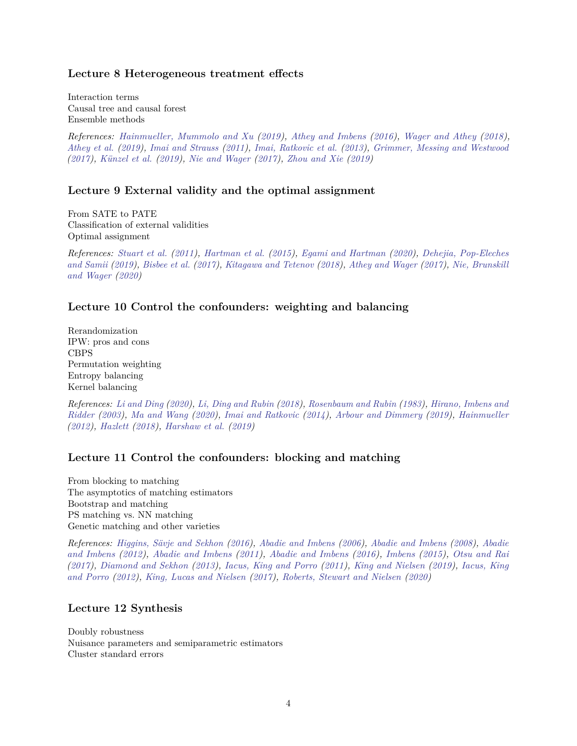### Lecture 8 Heterogeneous treatment effects

Interaction terms
Causal tree and causal forest
Ensemble methods

*References: Hainmueller, Mummolo and Xu (2019), Athey and Imbens (2016), Wager and Athey (2018), Athey et al. (2019), Imai and Strauss (2011), Imai, Ratkovic et al. (2013), Grimmer, Messing and Westwood (2017), Künzel et al. (2019), Nie and Wager (2017), Zhou and Xie (2019)*

### Lecture 9 External validity and the optimal assignment

From SATE to PATE
Classification of external validities
Optimal assignment

*References: Stuart et al. (2011), Hartman et al. (2015), Egami and Hartman (2020), Dehejia, Pop-Eleches and Samii (2019), Bisbee et al. (2017), Kitagawa and Tetenov (2018), Athey and Wager (2017), Nie, Brunskill and Wager (2020)*

### Lecture 10 Control the confounders: weighting and balancing

Rerandomization
IPW: pros and cons
CBPS
Permutation weighting
Entropy balancing
Kernel balancing

*References: Li and Ding (2020), Li, Ding and Rubin (2018), Rosenbaum and Rubin (1983), Hirano, Imbens and Ridder (2003), Ma and Wang (2020), Imai and Ratkovic (2014), Arbour and Dimmery (2019), Hainmueller (2012), Hazlett (2018), Harshaw et al. (2019)*

### Lecture 11 Control the confounders: blocking and matching

From blocking to matching
The asymptotics of matching estimators
Bootstrap and matching
PS matching vs. NN matching
Genetic matching and other varieties

*References: Higgins, Sävje and Sekhon (2016), Abadie and Imbens (2006), Abadie and Imbens (2008), Abadie and Imbens (2012), Abadie and Imbens (2011), Abadie and Imbens (2016), Imbens (2015), Otsu and Rai (2017), Diamond and Sekhon (2013), Iacus, King and Porro (2011), King and Nielsen (2019), Iacus, King and Porro (2012), King, Lucas and Nielsen (2017), Roberts, Stewart and Nielsen (2020)*

### Lecture 12 Synthesis

Doubly robustness
Nuisance parameters and semiparametric estimators
Cluster standard errors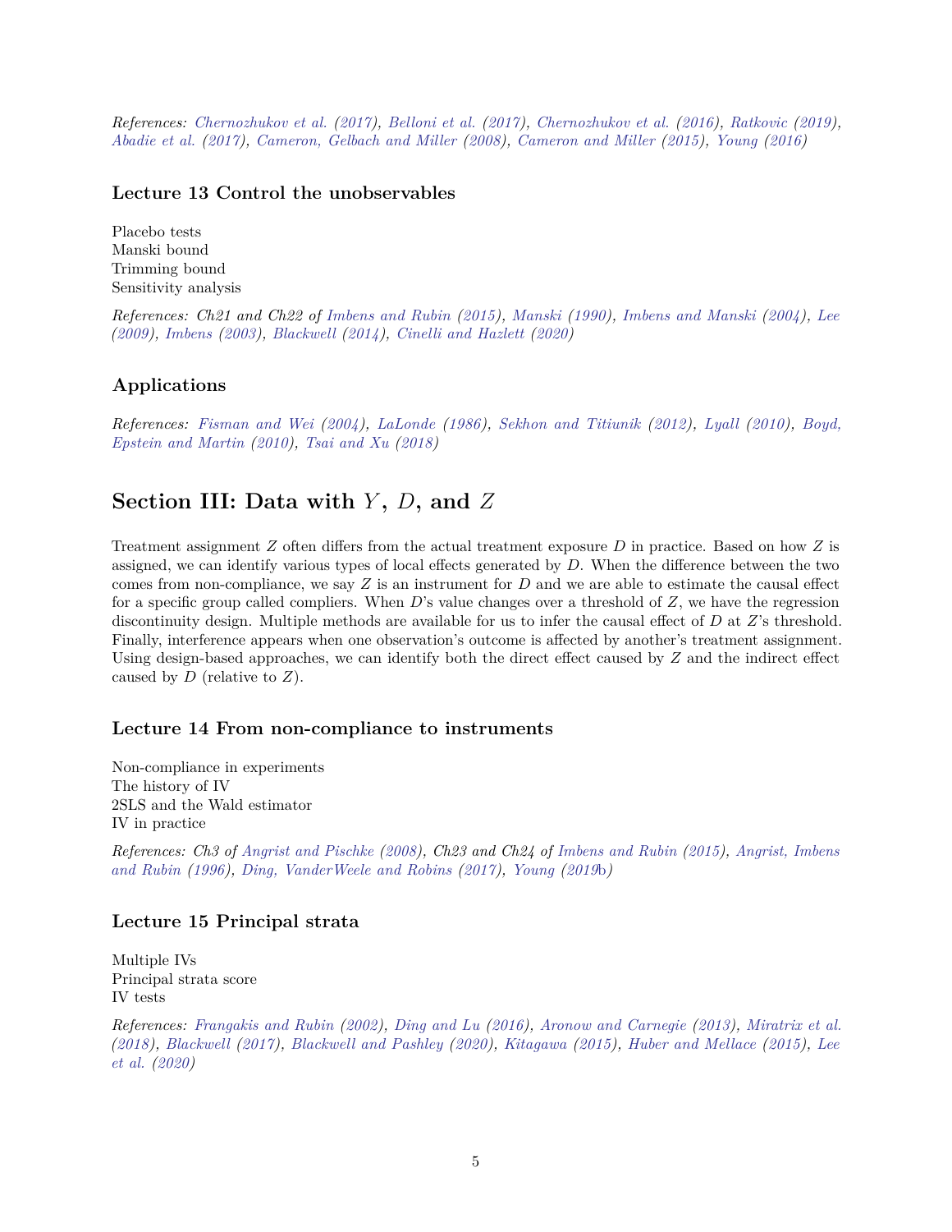*References: Chernozhukov et al. (2017), Belloni et al. (2017), Chernozhukov et al. (2016), Ratkovic (2019), Abadie et al. (2017), Cameron, Gelbach and Miller (2008), Cameron and Miller (2015), Young (2016)*

### Lecture 13 Control the unobservables

Placebo tests
Manski bound
Trimming bound
Sensitivity analysis

*References: Ch21 and Ch22 of Imbens and Rubin (2015), Manski (1990), Imbens and Manski (2004), Lee (2009), Imbens (2003), Blackwell (2014), Cinelli and Hazlett (2020)*

### Applications

*References: Fisman and Wei (2004), LaLonde (1986), Sekhon and Titiunik (2012), Lyall (2010), Boyd, Epstein and Martin (2010), Tsai and Xu (2018)*

## Section III: Data with $Y$, $D$, and $Z$

Treatment assignment $Z$ often differs from the actual treatment exposure $D$ in practice. Based on how $Z$ is assigned, we can identify various types of local effects generated by $D$. When the difference between the two comes from non-compliance, we say $Z$ is an instrument for $D$ and we are able to estimate the causal effect for a specific group called compliers. When $D$'s value changes over a threshold of $Z$, we have the regression discontinuity design. Multiple methods are available for us to infer the causal effect of $D$ at $Z$'s threshold. Finally, interference appears when one observation's outcome is affected by another's treatment assignment. Using design-based approaches, we can identify both the direct effect caused by $Z$ and the indirect effect caused by $D$ (relative to $Z$).

### Lecture 14 From non-compliance to instruments

Non-compliance in experiments
The history of IV
2SLS and the Wald estimator
IV in practice

*References: Ch3 of Angrist and Pischke (2008), Ch23 and Ch24 of Imbens and Rubin (2015), Angrist, Imbens and Rubin (1996), Ding, VanderWeele and Robins (2017), Young (2019b)*

### Lecture 15 Principal strata

Multiple IVs
Principal strata score
IV tests

*References: Frangakis and Rubin (2002), Ding and Lu (2016), Aronow and Carnegie (2013), Miratrix et al. (2018), Blackwell (2017), Blackwell and Pashley (2020), Kitagawa (2015), Huber and Mellace (2015), Lee et al. (2020)*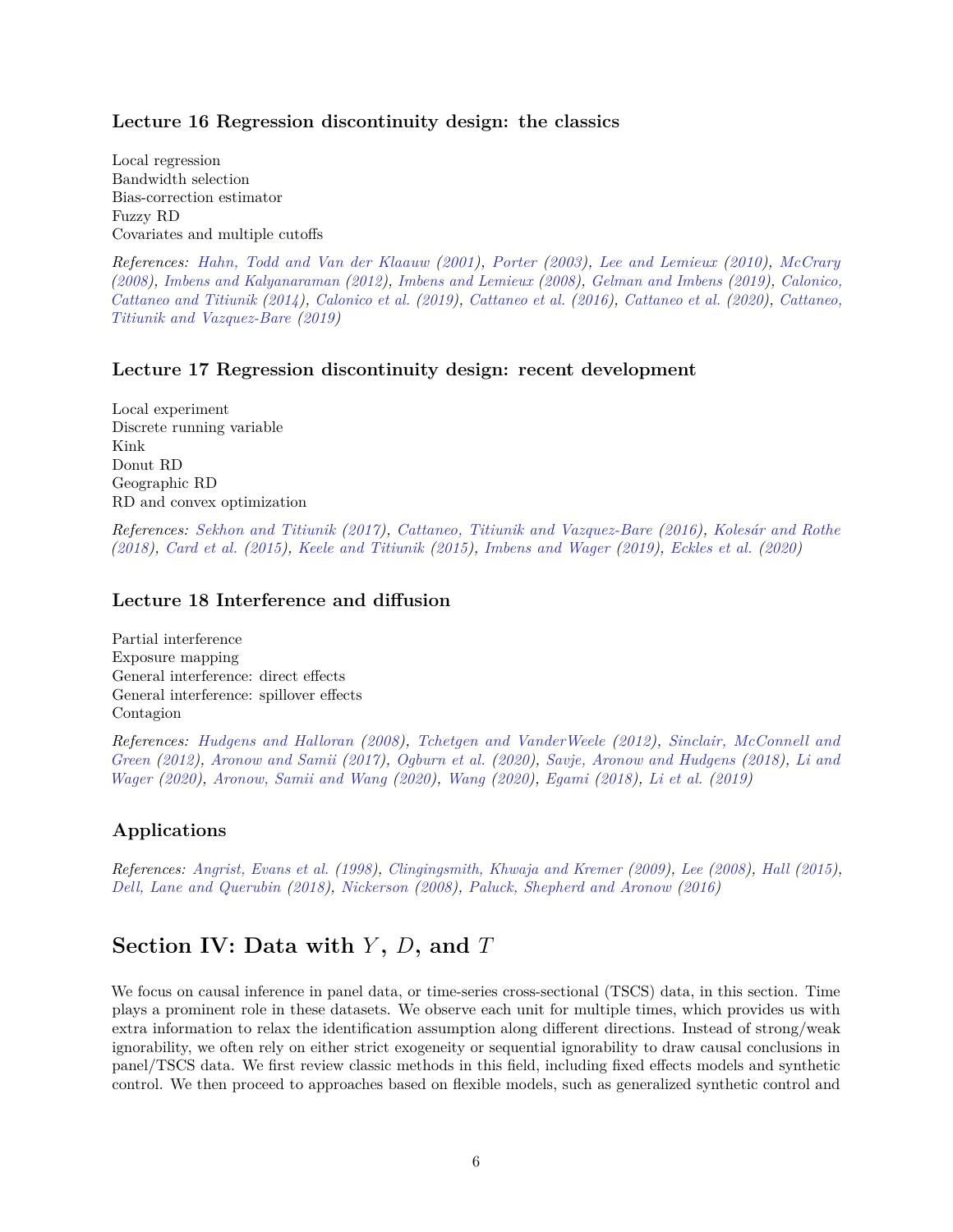### Lecture 16 Regression discontinuity design: the classics

Local regression
Bandwidth selection
Bias-correction estimator
Fuzzy RD
Covariates and multiple cutoffs

*References: Hahn, Todd and Van der Klaauw (2001), Porter (2003), Lee and Lemieux (2010), McCrary (2008), Imbens and Kalyanaraman (2012), Imbens and Lemieux (2008), Gelman and Imbens (2019), Calonico, Cattaneo and Titiunik (2014), Calonico et al. (2019), Cattaneo et al. (2016), Cattaneo et al. (2020), Cattaneo, Titiunik and Vazquez-Bare (2019)*

### Lecture 17 Regression discontinuity design: recent development

Local experiment
Discrete running variable
Kink
Donut RD
Geographic RD
RD and convex optimization

*References: Sekhon and Titiunik (2017), Cattaneo, Titiunik and Vazquez-Bare (2016), Kolesár and Rothe (2018), Card et al. (2015), Keele and Titiunik (2015), Imbens and Wager (2019), Eckles et al. (2020)*

### Lecture 18 Interference and diffusion

Partial interference
Exposure mapping
General interference: direct effects
General interference: spillover effects
Contagion

*References: Hudgens and Halloran (2008), Tchetgen and VanderWeele (2012), Sinclair, McConnell and Green (2012), Aronow and Samii (2017), Ogburn et al. (2020), Savje, Aronow and Hudgens (2018), Li and Wager (2020), Aronow, Samii and Wang (2020), Wang (2020), Egami (2018), Li et al. (2019)*

### Applications

*References: Angrist, Evans et al. (1998), Clingingsmith, Khwaja and Kremer (2009), Lee (2008), Hall (2015), Dell, Lane and Querubin (2018), Nickerson (2008), Paluck, Shepherd and Aronow (2016)*

## Section IV: Data with $Y$, $D$, and $T$

We focus on causal inference in panel data, or time-series cross-sectional (TSCS) data, in this section. Time plays a prominent role in these datasets. We observe each unit for multiple times, which provides us with extra information to relax the identification assumption along different directions. Instead of strong/weak ignorability, we often rely on either strict exogeneity or sequential ignorability to draw causal conclusions in panel/TSCS data. We first review classic methods in this field, including fixed effects models and synthetic control. We then proceed to approaches based on flexible models, such as generalized synthetic control and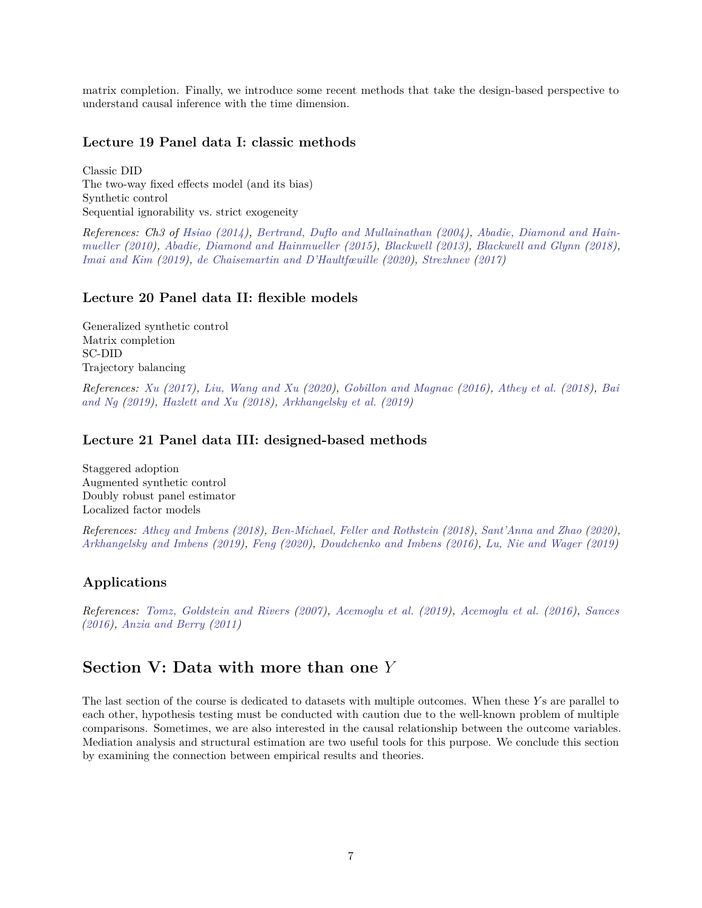matrix completion. Finally, we introduce some recent methods that take the design-based perspective to understand causal inference with the time dimension.

### Lecture 19 Panel data I: classic methods

Classic DID
The two-way fixed effects model (and its bias)
Synthetic control
Sequential ignorability vs. strict exogeneity

*References: Ch3 of Hsiao (2014), Bertrand, Duflo and Mullainathan (2004), Abadie, Diamond and Hainmueller (2010), Abadie, Diamond and Hainmueller (2015), Blackwell (2013), Blackwell and Glynn (2018), Imai and Kim (2019), de Chaisemartin and D'Haultfœuille (2020), Strezhnev (2017)*

### Lecture 20 Panel data II: flexible models

Generalized synthetic control
Matrix completion
SC-DID
Trajectory balancing

*References: Xu (2017), Liu, Wang and Xu (2020), Gobillon and Magnac (2016), Athey et al. (2018), Bai and Ng (2019), Hazlett and Xu (2018), Arkhangelsky et al. (2019)*

### Lecture 21 Panel data III: designed-based methods

Staggered adoption
Augmented synthetic control
Doubly robust panel estimator
Localized factor models

*References: Athey and Imbens (2018), Ben-Michael, Feller and Rothstein (2018), Sant'Anna and Zhao (2020), Arkhangelsky and Imbens (2019), Feng (2020), Doudchenko and Imbens (2016), Lu, Nie and Wager (2019)*

### Applications

*References: Tomz, Goldstein and Rivers (2007), Acemoglu et al. (2019), Acemoglu et al. (2016), Sances (2016), Anzia and Berry (2011)*

## Section V: Data with more than one $Y$

The last section of the course is dedicated to datasets with multiple outcomes. When these $Y$s are parallel to each other, hypothesis testing must be conducted with caution due to the well-known problem of multiple comparisons. Sometimes, we are also interested in the causal relationship between the outcome variables. Mediation analysis and structural estimation are two useful tools for this purpose. We conclude this section by examining the connection between empirical results and theories.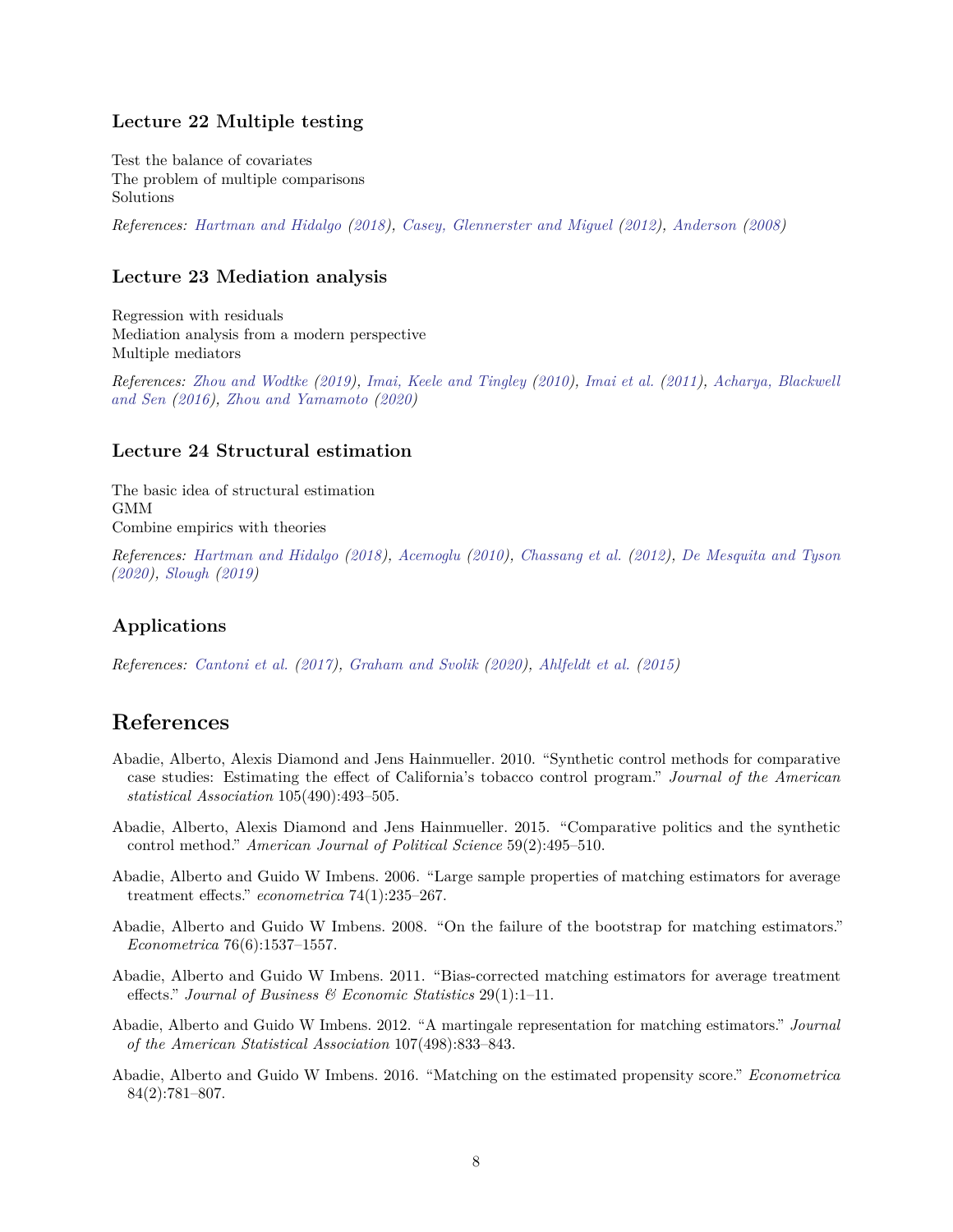### Lecture 22 Multiple testing

Test the balance of covariates
The problem of multiple comparisons
Solutions

*References: Hartman and Hidalgo (2018), Casey, Glennerster and Miguel (2012), Anderson (2008)*

### Lecture 23 Mediation analysis

Regression with residuals
Mediation analysis from a modern perspective
Multiple mediators

*References: Zhou and Wodtke (2019), Imai, Keele and Tingley (2010), Imai et al. (2011), Acharya, Blackwell and Sen (2016), Zhou and Yamamoto (2020)*

### Lecture 24 Structural estimation

The basic idea of structural estimation
GMM
Combine empirics with theories

*References: Hartman and Hidalgo (2018), Acemoglu (2010), Chassang et al. (2012), De Mesquita and Tyson (2020), Slough (2019)*

### Applications

*References: Cantoni et al. (2017), Graham and Svolik (2020), Ahlfeldt et al. (2015)*

## References

Abadie, Alberto, Alexis Diamond and Jens Hainmueller. 2010. "Synthetic control methods for comparative case studies: Estimating the effect of California's tobacco control program." *Journal of the American statistical Association* 105(490):493–505.

Abadie, Alberto, Alexis Diamond and Jens Hainmueller. 2015. "Comparative politics and the synthetic control method." *American Journal of Political Science* 59(2):495–510.

Abadie, Alberto and Guido W Imbens. 2006. "Large sample properties of matching estimators for average treatment effects." *econometrica* 74(1):235–267.

Abadie, Alberto and Guido W Imbens. 2008. "On the failure of the bootstrap for matching estimators." *Econometrica* 76(6):1537–1557.

Abadie, Alberto and Guido W Imbens. 2011. "Bias-corrected matching estimators for average treatment effects." *Journal of Business & Economic Statistics* 29(1):1–11.

Abadie, Alberto and Guido W Imbens. 2012. "A martingale representation for matching estimators." *Journal of the American Statistical Association* 107(498):833–843.

Abadie, Alberto and Guido W Imbens. 2016. "Matching on the estimated propensity score." *Econometrica* 84(2):781–807.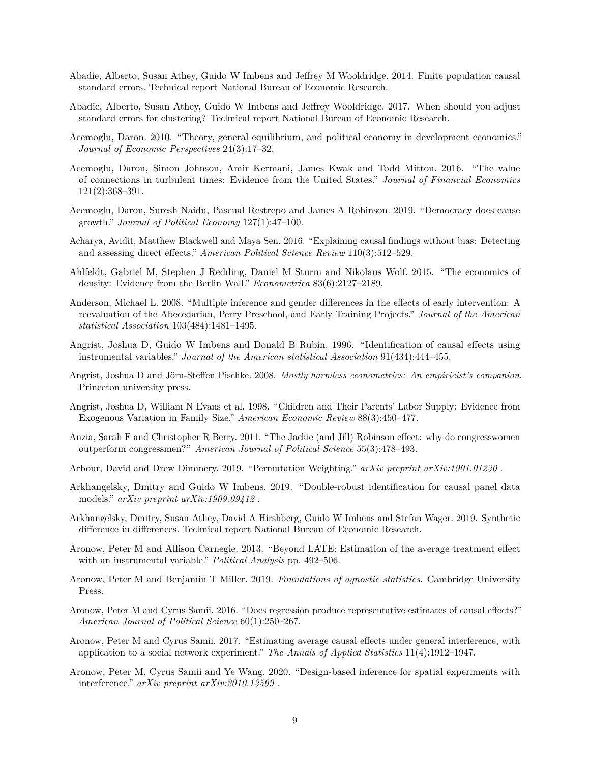Abadie, Alberto, Susan Athey, Guido W Imbens and Jeffrey M Wooldridge. 2014. Finite population causal standard errors. Technical report National Bureau of Economic Research.

Abadie, Alberto, Susan Athey, Guido W Imbens and Jeffrey Wooldridge. 2017. When should you adjust standard errors for clustering? Technical report National Bureau of Economic Research.

Acemoglu, Daron. 2010. "Theory, general equilibrium, and political economy in development economics." *Journal of Economic Perspectives* 24(3):17–32.

Acemoglu, Daron, Simon Johnson, Amir Kermani, James Kwak and Todd Mitton. 2016. "The value of connections in turbulent times: Evidence from the United States." *Journal of Financial Economics* 121(2):368–391.

Acemoglu, Daron, Suresh Naidu, Pascual Restrepo and James A Robinson. 2019. "Democracy does cause growth." *Journal of Political Economy* 127(1):47–100.

Acharya, Avidit, Matthew Blackwell and Maya Sen. 2016. "Explaining causal findings without bias: Detecting and assessing direct effects." *American Political Science Review* 110(3):512–529.

Ahlfeldt, Gabriel M, Stephen J Redding, Daniel M Sturm and Nikolaus Wolf. 2015. "The economics of density: Evidence from the Berlin Wall." *Econometrica* 83(6):2127–2189.

Anderson, Michael L. 2008. "Multiple inference and gender differences in the effects of early intervention: A reevaluation of the Abecedarian, Perry Preschool, and Early Training Projects." *Journal of the American statistical Association* 103(484):1481–1495.

Angrist, Joshua D, Guido W Imbens and Donald B Rubin. 1996. "Identification of causal effects using instrumental variables." *Journal of the American statistical Association* 91(434):444–455.

Angrist, Joshua D and Jörn-Steffen Pischke. 2008. *Mostly harmless econometrics: An empiricist's companion*. Princeton university press.

Angrist, Joshua D, William N Evans et al. 1998. "Children and Their Parents' Labor Supply: Evidence from Exogenous Variation in Family Size." *American Economic Review* 88(3):450–477.

Anzia, Sarah F and Christopher R Berry. 2011. "The Jackie (and Jill) Robinson effect: why do congresswomen outperform congressmen?" *American Journal of Political Science* 55(3):478–493.

Arbour, David and Drew Dimmery. 2019. "Permutation Weighting." *arXiv preprint arXiv:1901.01230* .

Arkhangelsky, Dmitry and Guido W Imbens. 2019. "Double-robust identification for causal panel data models." *arXiv preprint arXiv:1909.09412* .

Arkhangelsky, Dmitry, Susan Athey, David A Hirshberg, Guido W Imbens and Stefan Wager. 2019. Synthetic difference in differences. Technical report National Bureau of Economic Research.

Aronow, Peter M and Allison Carnegie. 2013. "Beyond LATE: Estimation of the average treatment effect with an instrumental variable." *Political Analysis* pp. 492–506.

Aronow, Peter M and Benjamin T Miller. 2019. *Foundations of agnostic statistics*. Cambridge University Press.

Aronow, Peter M and Cyrus Samii. 2016. "Does regression produce representative estimates of causal effects?" *American Journal of Political Science* 60(1):250–267.

Aronow, Peter M and Cyrus Samii. 2017. "Estimating average causal effects under general interference, with application to a social network experiment." *The Annals of Applied Statistics* 11(4):1912–1947.

Aronow, Peter M, Cyrus Samii and Ye Wang. 2020. "Design-based inference for spatial experiments with interference." *arXiv preprint arXiv:2010.13599* .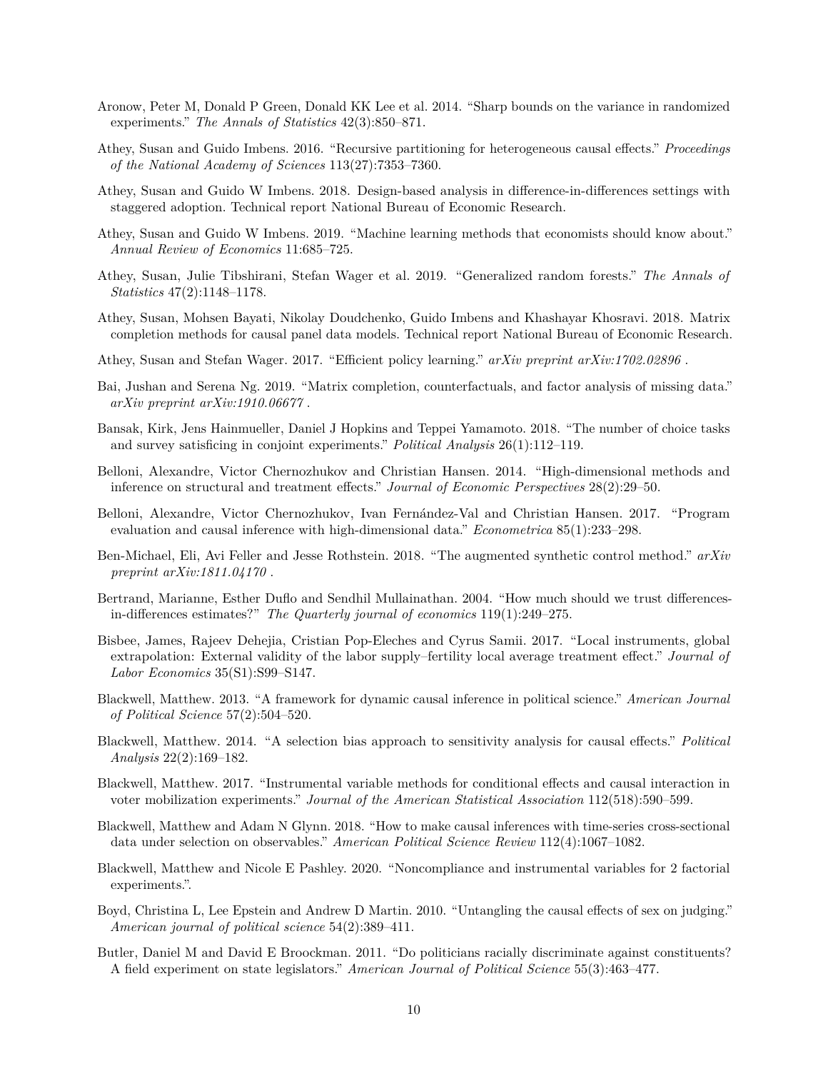Aronow, Peter M, Donald P Green, Donald KK Lee et al. 2014. "Sharp bounds on the variance in randomized experiments." *The Annals of Statistics* 42(3):850–871.

Athey, Susan and Guido Imbens. 2016. "Recursive partitioning for heterogeneous causal effects." *Proceedings of the National Academy of Sciences* 113(27):7353–7360.

Athey, Susan and Guido W Imbens. 2018. Design-based analysis in difference-in-differences settings with staggered adoption. Technical report National Bureau of Economic Research.

Athey, Susan and Guido W Imbens. 2019. "Machine learning methods that economists should know about." *Annual Review of Economics* 11:685–725.

Athey, Susan, Julie Tibshirani, Stefan Wager et al. 2019. "Generalized random forests." *The Annals of Statistics* 47(2):1148–1178.

Athey, Susan, Mohsen Bayati, Nikolay Doudchenko, Guido Imbens and Khashayar Khosravi. 2018. Matrix completion methods for causal panel data models. Technical report National Bureau of Economic Research.

Athey, Susan and Stefan Wager. 2017. "Efficient policy learning." *arXiv preprint arXiv:1702.02896* .

Bai, Jushan and Serena Ng. 2019. "Matrix completion, counterfactuals, and factor analysis of missing data." *arXiv preprint arXiv:1910.06677* .

Bansak, Kirk, Jens Hainmueller, Daniel J Hopkins and Teppei Yamamoto. 2018. "The number of choice tasks and survey satisficing in conjoint experiments." *Political Analysis* 26(1):112–119.

Belloni, Alexandre, Victor Chernozhukov and Christian Hansen. 2014. "High-dimensional methods and inference on structural and treatment effects." *Journal of Economic Perspectives* 28(2):29–50.

Belloni, Alexandre, Victor Chernozhukov, Ivan Fernández-Val and Christian Hansen. 2017. "Program evaluation and causal inference with high-dimensional data." *Econometrica* 85(1):233–298.

Ben-Michael, Eli, Avi Feller and Jesse Rothstein. 2018. "The augmented synthetic control method." *arXiv preprint arXiv:1811.04170* .

Bertrand, Marianne, Esther Duflo and Sendhil Mullainathan. 2004. "How much should we trust differences-in-differences estimates?" *The Quarterly journal of economics* 119(1):249–275.

Bisbee, James, Rajeev Dehejia, Cristian Pop-Eleches and Cyrus Samii. 2017. "Local instruments, global extrapolation: External validity of the labor supply–fertility local average treatment effect." *Journal of Labor Economics* 35(S1):S99–S147.

Blackwell, Matthew. 2013. "A framework for dynamic causal inference in political science." *American Journal of Political Science* 57(2):504–520.

Blackwell, Matthew. 2014. "A selection bias approach to sensitivity analysis for causal effects." *Political Analysis* 22(2):169–182.

Blackwell, Matthew. 2017. "Instrumental variable methods for conditional effects and causal interaction in voter mobilization experiments." *Journal of the American Statistical Association* 112(518):590–599.

Blackwell, Matthew and Adam N Glynn. 2018. "How to make causal inferences with time-series cross-sectional data under selection on observables." *American Political Science Review* 112(4):1067–1082.

Blackwell, Matthew and Nicole E Pashley. 2020. "Noncompliance and instrumental variables for 2 factorial experiments.".

Boyd, Christina L, Lee Epstein and Andrew D Martin. 2010. "Untangling the causal effects of sex on judging." *American journal of political science* 54(2):389–411.

Butler, Daniel M and David E Broockman. 2011. "Do politicians racially discriminate against constituents? A field experiment on state legislators." *American Journal of Political Science* 55(3):463–477.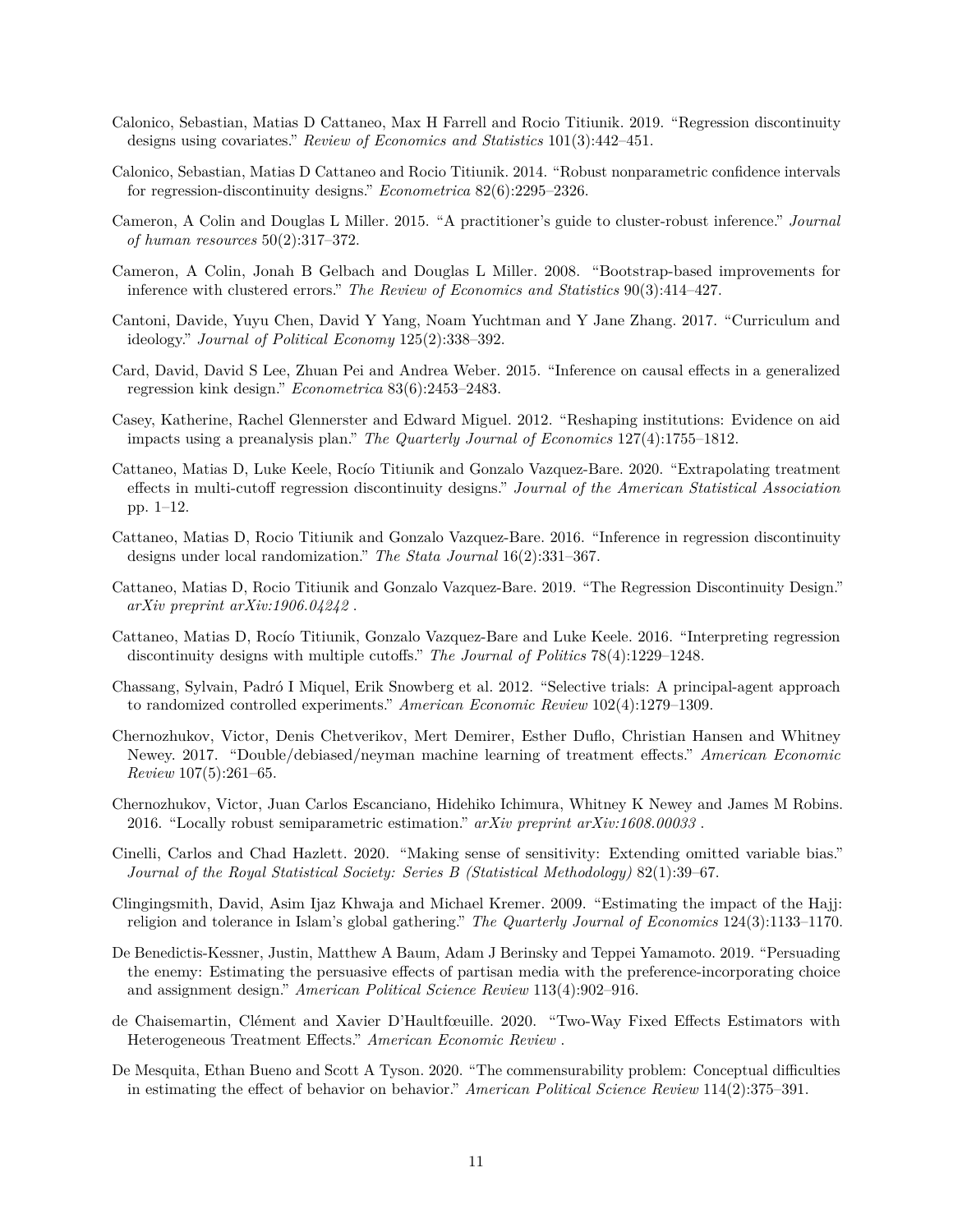Calonico, Sebastian, Matias D Cattaneo, Max H Farrell and Rocio Titiunik. 2019. "Regression discontinuity designs using covariates." *Review of Economics and Statistics* 101(3):442–451.

Calonico, Sebastian, Matias D Cattaneo and Rocio Titiunik. 2014. "Robust nonparametric confidence intervals for regression-discontinuity designs." *Econometrica* 82(6):2295–2326.

Cameron, A Colin and Douglas L Miller. 2015. "A practitioner's guide to cluster-robust inference." *Journal of human resources* 50(2):317–372.

Cameron, A Colin, Jonah B Gelbach and Douglas L Miller. 2008. "Bootstrap-based improvements for inference with clustered errors." *The Review of Economics and Statistics* 90(3):414–427.

Cantoni, Davide, Yuyu Chen, David Y Yang, Noam Yuchtman and Y Jane Zhang. 2017. "Curriculum and ideology." *Journal of Political Economy* 125(2):338–392.

Card, David, David S Lee, Zhuan Pei and Andrea Weber. 2015. "Inference on causal effects in a generalized regression kink design." *Econometrica* 83(6):2453–2483.

Casey, Katherine, Rachel Glennerster and Edward Miguel. 2012. "Reshaping institutions: Evidence on aid impacts using a preanalysis plan." *The Quarterly Journal of Economics* 127(4):1755–1812.

Cattaneo, Matias D, Luke Keele, Rocío Titiunik and Gonzalo Vazquez-Bare. 2020. "Extrapolating treatment effects in multi-cutoff regression discontinuity designs." *Journal of the American Statistical Association* pp. 1–12.

Cattaneo, Matias D, Rocio Titiunik and Gonzalo Vazquez-Bare. 2016. "Inference in regression discontinuity designs under local randomization." *The Stata Journal* 16(2):331–367.

Cattaneo, Matias D, Rocio Titiunik and Gonzalo Vazquez-Bare. 2019. "The Regression Discontinuity Design." *arXiv preprint arXiv:1906.04242* .

Cattaneo, Matias D, Rocío Titiunik, Gonzalo Vazquez-Bare and Luke Keele. 2016. "Interpreting regression discontinuity designs with multiple cutoffs." *The Journal of Politics* 78(4):1229–1248.

Chassang, Sylvain, Padró I Miquel, Erik Snowberg et al. 2012. "Selective trials: A principal-agent approach to randomized controlled experiments." *American Economic Review* 102(4):1279–1309.

Chernozhukov, Victor, Denis Chetverikov, Mert Demirer, Esther Duflo, Christian Hansen and Whitney Newey. 2017. "Double/debiased/neyman machine learning of treatment effects." *American Economic Review* 107(5):261–65.

Chernozhukov, Victor, Juan Carlos Escanciano, Hidehiko Ichimura, Whitney K Newey and James M Robins. 2016. "Locally robust semiparametric estimation." *arXiv preprint arXiv:1608.00033* .

Cinelli, Carlos and Chad Hazlett. 2020. "Making sense of sensitivity: Extending omitted variable bias." *Journal of the Royal Statistical Society: Series B (Statistical Methodology)* 82(1):39–67.

Clingingsmith, David, Asim Ijaz Khwaja and Michael Kremer. 2009. "Estimating the impact of the Hajj: religion and tolerance in Islam's global gathering." *The Quarterly Journal of Economics* 124(3):1133–1170.

De Benedictis-Kessner, Justin, Matthew A Baum, Adam J Berinsky and Teppei Yamamoto. 2019. "Persuading the enemy: Estimating the persuasive effects of partisan media with the preference-incorporating choice and assignment design." *American Political Science Review* 113(4):902–916.

de Chaisemartin, Clément and Xavier D'Haultfœuille. 2020. "Two-Way Fixed Effects Estimators with Heterogeneous Treatment Effects." *American Economic Review* .

De Mesquita, Ethan Bueno and Scott A Tyson. 2020. "The commensurability problem: Conceptual difficulties in estimating the effect of behavior on behavior." *American Political Science Review* 114(2):375–391.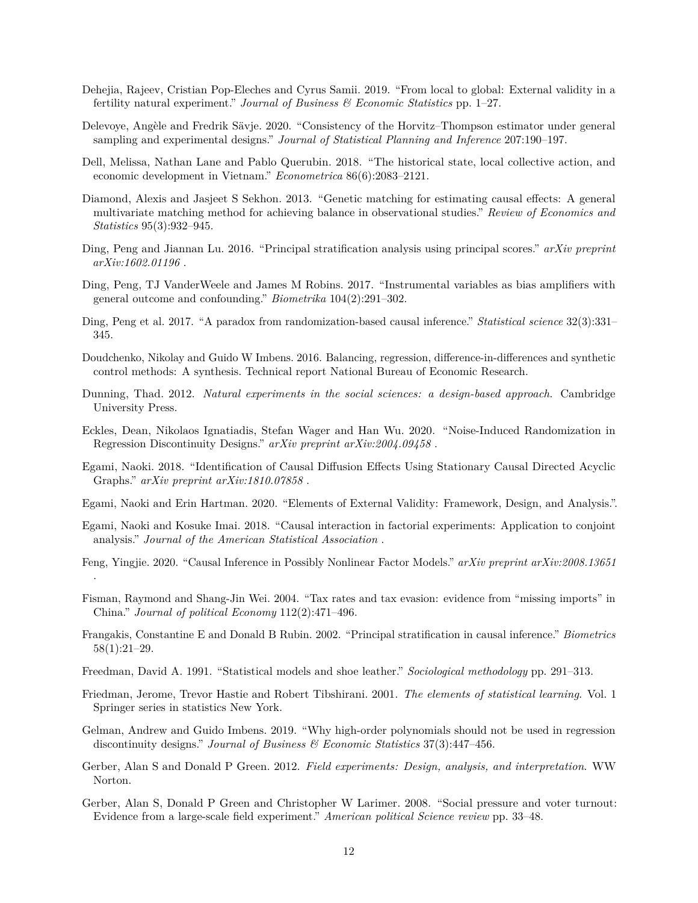Dehejia, Rajeev, Cristian Pop-Eleches and Cyrus Samii. 2019. "From local to global: External validity in a fertility natural experiment." *Journal of Business & Economic Statistics* pp. 1–27.

Delevoye, Angèle and Fredrik Sävje. 2020. "Consistency of the Horvitz–Thompson estimator under general sampling and experimental designs." *Journal of Statistical Planning and Inference* 207:190–197.

Dell, Melissa, Nathan Lane and Pablo Querubin. 2018. "The historical state, local collective action, and economic development in Vietnam." *Econometrica* 86(6):2083–2121.

Diamond, Alexis and Jasjeet S Sekhon. 2013. "Genetic matching for estimating causal effects: A general multivariate matching method for achieving balance in observational studies." *Review of Economics and Statistics* 95(3):932–945.

Ding, Peng and Jiannan Lu. 2016. "Principal stratification analysis using principal scores." *arXiv preprint arXiv:1602.01196* .

Ding, Peng, TJ VanderWeele and James M Robins. 2017. "Instrumental variables as bias amplifiers with general outcome and confounding." *Biometrika* 104(2):291–302.

Ding, Peng et al. 2017. "A paradox from randomization-based causal inference." *Statistical science* 32(3):331–345.

Doudchenko, Nikolay and Guido W Imbens. 2016. Balancing, regression, difference-in-differences and synthetic control methods: A synthesis. Technical report National Bureau of Economic Research.

Dunning, Thad. 2012. *Natural experiments in the social sciences: a design-based approach*. Cambridge University Press.

Eckles, Dean, Nikolaos Ignatiadis, Stefan Wager and Han Wu. 2020. "Noise-Induced Randomization in Regression Discontinuity Designs." *arXiv preprint arXiv:2004.09458* .

Egami, Naoki. 2018. "Identification of Causal Diffusion Effects Using Stationary Causal Directed Acyclic Graphs." *arXiv preprint arXiv:1810.07858* .

Egami, Naoki and Erin Hartman. 2020. "Elements of External Validity: Framework, Design, and Analysis.".

Egami, Naoki and Kosuke Imai. 2018. "Causal interaction in factorial experiments: Application to conjoint analysis." *Journal of the American Statistical Association* .

Feng, Yingjie. 2020. "Causal Inference in Possibly Nonlinear Factor Models." *arXiv preprint arXiv:2008.13651* .

Fisman, Raymond and Shang-Jin Wei. 2004. "Tax rates and tax evasion: evidence from "missing imports" in China." *Journal of political Economy* 112(2):471–496.

Frangakis, Constantine E and Donald B Rubin. 2002. "Principal stratification in causal inference." *Biometrics* 58(1):21–29.

Freedman, David A. 1991. "Statistical models and shoe leather." *Sociological methodology* pp. 291–313.

Friedman, Jerome, Trevor Hastie and Robert Tibshirani. 2001. *The elements of statistical learning*. Vol. 1 Springer series in statistics New York.

Gelman, Andrew and Guido Imbens. 2019. "Why high-order polynomials should not be used in regression discontinuity designs." *Journal of Business & Economic Statistics* 37(3):447–456.

Gerber, Alan S and Donald P Green. 2012. *Field experiments: Design, analysis, and interpretation*. WW Norton.

Gerber, Alan S, Donald P Green and Christopher W Larimer. 2008. "Social pressure and voter turnout: Evidence from a large-scale field experiment." *American political Science review* pp. 33–48.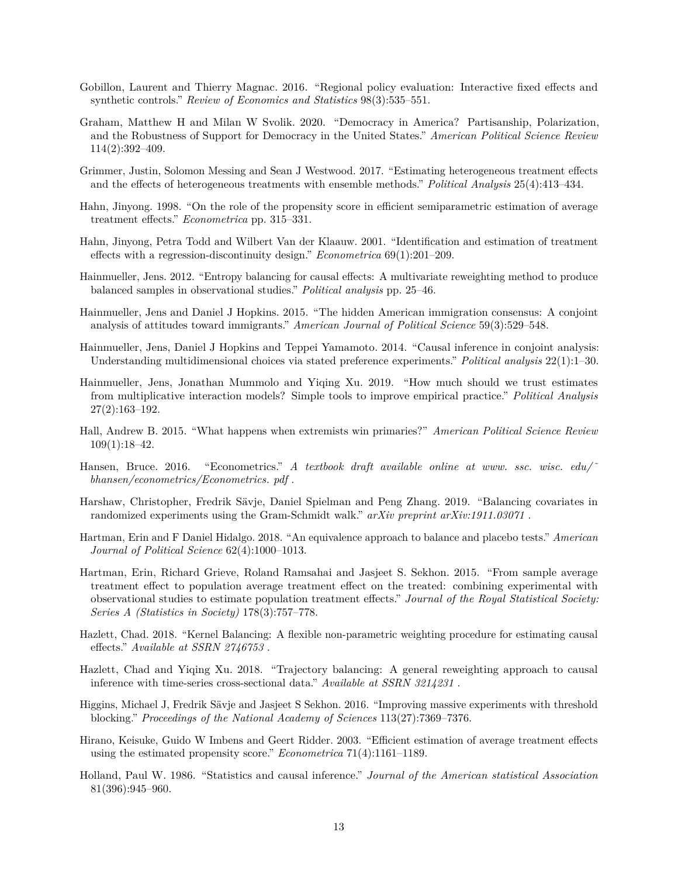Gobillon, Laurent and Thierry Magnac. 2016. "Regional policy evaluation: Interactive fixed effects and synthetic controls." *Review of Economics and Statistics* 98(3):535–551.

Graham, Matthew H and Milan W Svolik. 2020. "Democracy in America? Partisanship, Polarization, and the Robustness of Support for Democracy in the United States." *American Political Science Review* 114(2):392–409.

Grimmer, Justin, Solomon Messing and Sean J Westwood. 2017. "Estimating heterogeneous treatment effects and the effects of heterogeneous treatments with ensemble methods." *Political Analysis* 25(4):413–434.

Hahn, Jinyong. 1998. "On the role of the propensity score in efficient semiparametric estimation of average treatment effects." *Econometrica* pp. 315–331.

Hahn, Jinyong, Petra Todd and Wilbert Van der Klaauw. 2001. "Identification and estimation of treatment effects with a regression-discontinuity design." *Econometrica* 69(1):201–209.

Hainmueller, Jens. 2012. "Entropy balancing for causal effects: A multivariate reweighting method to produce balanced samples in observational studies." *Political analysis* pp. 25–46.

Hainmueller, Jens and Daniel J Hopkins. 2015. "The hidden American immigration consensus: A conjoint analysis of attitudes toward immigrants." *American Journal of Political Science* 59(3):529–548.

Hainmueller, Jens, Daniel J Hopkins and Teppei Yamamoto. 2014. "Causal inference in conjoint analysis: Understanding multidimensional choices via stated preference experiments." *Political analysis* 22(1):1–30.

Hainmueller, Jens, Jonathan Mummolo and Yiqing Xu. 2019. "How much should we trust estimates from multiplicative interaction models? Simple tools to improve empirical practice." *Political Analysis* 27(2):163–192.

Hall, Andrew B. 2015. "What happens when extremists win primaries?" *American Political Science Review* 109(1):18–42.

Hansen, Bruce. 2016. "Econometrics." *A textbook draft available online at www. ssc. wisc. edu/˜ bhansen/econometrics/Econometrics. pdf* .

Harshaw, Christopher, Fredrik Sävje, Daniel Spielman and Peng Zhang. 2019. "Balancing covariates in randomized experiments using the Gram-Schmidt walk." *arXiv preprint arXiv:1911.03071* .

Hartman, Erin and F Daniel Hidalgo. 2018. "An equivalence approach to balance and placebo tests." *American Journal of Political Science* 62(4):1000–1013.

Hartman, Erin, Richard Grieve, Roland Ramsahai and Jasjeet S. Sekhon. 2015. "From sample average treatment effect to population average treatment effect on the treated: combining experimental with observational studies to estimate population treatment effects." *Journal of the Royal Statistical Society: Series A (Statistics in Society)* 178(3):757–778.

Hazlett, Chad. 2018. "Kernel Balancing: A flexible non-parametric weighting procedure for estimating causal effects." *Available at SSRN 2746753* .

Hazlett, Chad and Yiqing Xu. 2018. "Trajectory balancing: A general reweighting approach to causal inference with time-series cross-sectional data." *Available at SSRN 3214231* .

Higgins, Michael J, Fredrik Sävje and Jasjeet S Sekhon. 2016. "Improving massive experiments with threshold blocking." *Proceedings of the National Academy of Sciences* 113(27):7369–7376.

Hirano, Keisuke, Guido W Imbens and Geert Ridder. 2003. "Efficient estimation of average treatment effects using the estimated propensity score." *Econometrica* 71(4):1161–1189.

Holland, Paul W. 1986. "Statistics and causal inference." *Journal of the American statistical Association* 81(396):945–960.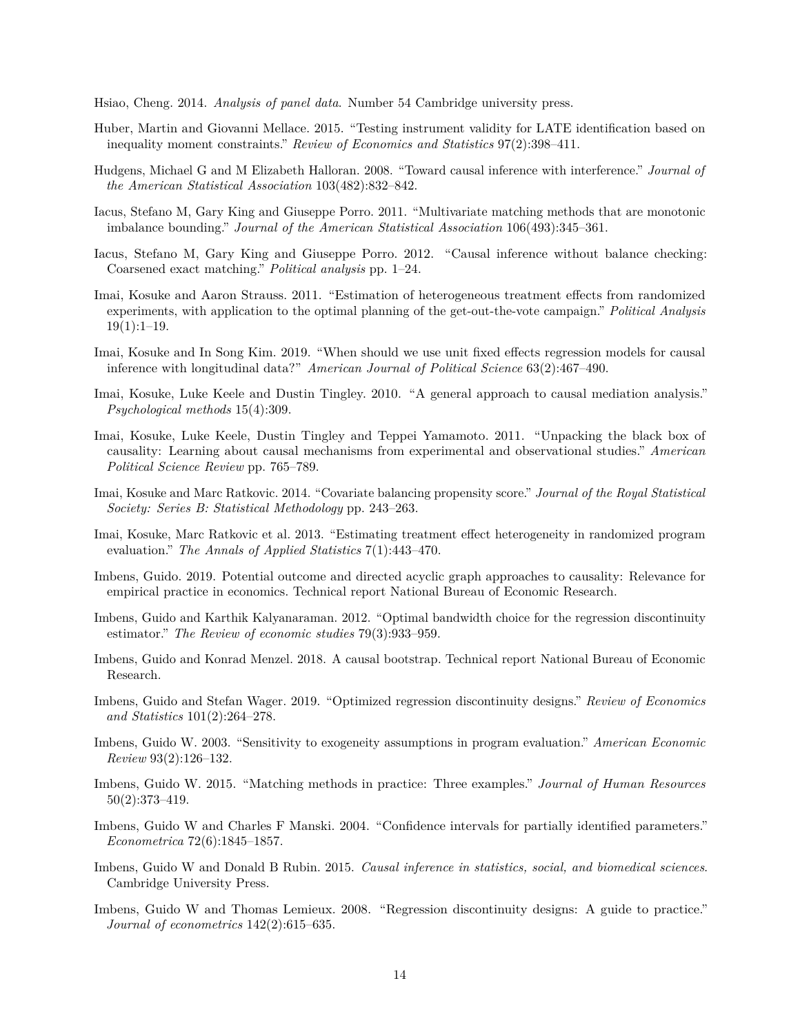Hsiao, Cheng. 2014. *Analysis of panel data*. Number 54 Cambridge university press.

Huber, Martin and Giovanni Mellace. 2015. "Testing instrument validity for LATE identification based on inequality moment constraints." *Review of Economics and Statistics* 97(2):398–411.

Hudgens, Michael G and M Elizabeth Halloran. 2008. "Toward causal inference with interference." *Journal of the American Statistical Association* 103(482):832–842.

Iacus, Stefano M, Gary King and Giuseppe Porro. 2011. "Multivariate matching methods that are monotonic imbalance bounding." *Journal of the American Statistical Association* 106(493):345–361.

Iacus, Stefano M, Gary King and Giuseppe Porro. 2012. "Causal inference without balance checking: Coarsened exact matching." *Political analysis* pp. 1–24.

Imai, Kosuke and Aaron Strauss. 2011. "Estimation of heterogeneous treatment effects from randomized experiments, with application to the optimal planning of the get-out-the-vote campaign." *Political Analysis* 19(1):1–19.

Imai, Kosuke and In Song Kim. 2019. "When should we use unit fixed effects regression models for causal inference with longitudinal data?" *American Journal of Political Science* 63(2):467–490.

Imai, Kosuke, Luke Keele and Dustin Tingley. 2010. "A general approach to causal mediation analysis." *Psychological methods* 15(4):309.

Imai, Kosuke, Luke Keele, Dustin Tingley and Teppei Yamamoto. 2011. "Unpacking the black box of causality: Learning about causal mechanisms from experimental and observational studies." *American Political Science Review* pp. 765–789.

Imai, Kosuke and Marc Ratkovic. 2014. "Covariate balancing propensity score." *Journal of the Royal Statistical Society: Series B: Statistical Methodology* pp. 243–263.

Imai, Kosuke, Marc Ratkovic et al. 2013. "Estimating treatment effect heterogeneity in randomized program evaluation." *The Annals of Applied Statistics* 7(1):443–470.

Imbens, Guido. 2019. Potential outcome and directed acyclic graph approaches to causality: Relevance for empirical practice in economics. Technical report National Bureau of Economic Research.

Imbens, Guido and Karthik Kalyanaraman. 2012. "Optimal bandwidth choice for the regression discontinuity estimator." *The Review of economic studies* 79(3):933–959.

Imbens, Guido and Konrad Menzel. 2018. A causal bootstrap. Technical report National Bureau of Economic Research.

Imbens, Guido and Stefan Wager. 2019. "Optimized regression discontinuity designs." *Review of Economics and Statistics* 101(2):264–278.

Imbens, Guido W. 2003. "Sensitivity to exogeneity assumptions in program evaluation." *American Economic Review* 93(2):126–132.

Imbens, Guido W. 2015. "Matching methods in practice: Three examples." *Journal of Human Resources* 50(2):373–419.

Imbens, Guido W and Charles F Manski. 2004. "Confidence intervals for partially identified parameters." *Econometrica* 72(6):1845–1857.

Imbens, Guido W and Donald B Rubin. 2015. *Causal inference in statistics, social, and biomedical sciences*. Cambridge University Press.

Imbens, Guido W and Thomas Lemieux. 2008. "Regression discontinuity designs: A guide to practice." *Journal of econometrics* 142(2):615–635.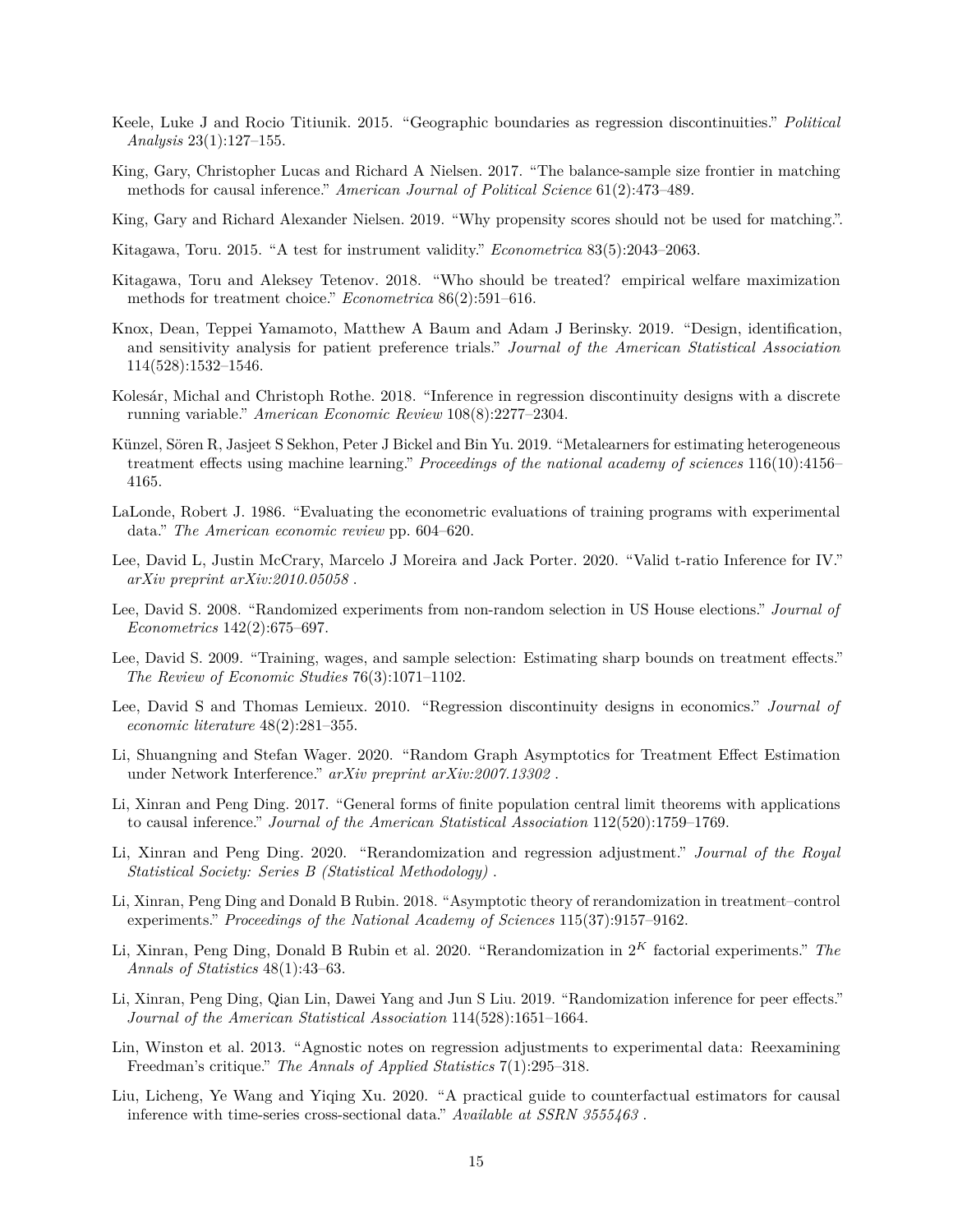Keele, Luke J and Rocio Titiunik. 2015. "Geographic boundaries as regression discontinuities." *Political Analysis* 23(1):127–155.

King, Gary, Christopher Lucas and Richard A Nielsen. 2017. "The balance-sample size frontier in matching methods for causal inference." *American Journal of Political Science* 61(2):473–489.

King, Gary and Richard Alexander Nielsen. 2019. "Why propensity scores should not be used for matching.".

Kitagawa, Toru. 2015. "A test for instrument validity." *Econometrica* 83(5):2043–2063.

Kitagawa, Toru and Aleksey Tetenov. 2018. "Who should be treated? empirical welfare maximization methods for treatment choice." *Econometrica* 86(2):591–616.

Knox, Dean, Teppei Yamamoto, Matthew A Baum and Adam J Berinsky. 2019. "Design, identification, and sensitivity analysis for patient preference trials." *Journal of the American Statistical Association* 114(528):1532–1546.

Kolesár, Michal and Christoph Rothe. 2018. "Inference in regression discontinuity designs with a discrete running variable." *American Economic Review* 108(8):2277–2304.

Künzel, Sören R, Jasjeet S Sekhon, Peter J Bickel and Bin Yu. 2019. "Metalearners for estimating heterogeneous treatment effects using machine learning." *Proceedings of the national academy of sciences* 116(10):4156–4165.

LaLonde, Robert J. 1986. "Evaluating the econometric evaluations of training programs with experimental data." *The American economic review* pp. 604–620.

Lee, David L, Justin McCrary, Marcelo J Moreira and Jack Porter. 2020. "Valid t-ratio Inference for IV." *arXiv preprint arXiv:2010.05058* .

Lee, David S. 2008. "Randomized experiments from non-random selection in US House elections." *Journal of Econometrics* 142(2):675–697.

Lee, David S. 2009. "Training, wages, and sample selection: Estimating sharp bounds on treatment effects." *The Review of Economic Studies* 76(3):1071–1102.

Lee, David S and Thomas Lemieux. 2010. "Regression discontinuity designs in economics." *Journal of economic literature* 48(2):281–355.

Li, Shuangning and Stefan Wager. 2020. "Random Graph Asymptotics for Treatment Effect Estimation under Network Interference." *arXiv preprint arXiv:2007.13302* .

Li, Xinran and Peng Ding. 2017. "General forms of finite population central limit theorems with applications to causal inference." *Journal of the American Statistical Association* 112(520):1759–1769.

Li, Xinran and Peng Ding. 2020. "Rerandomization and regression adjustment." *Journal of the Royal Statistical Society: Series B (Statistical Methodology)* .

Li, Xinran, Peng Ding and Donald B Rubin. 2018. "Asymptotic theory of rerandomization in treatment–control experiments." *Proceedings of the National Academy of Sciences* 115(37):9157–9162.

Li, Xinran, Peng Ding, Donald B Rubin et al. 2020. "Rerandomization in $2^K$ factorial experiments." *The Annals of Statistics* 48(1):43–63.

Li, Xinran, Peng Ding, Qian Lin, Dawei Yang and Jun S Liu. 2019. "Randomization inference for peer effects." *Journal of the American Statistical Association* 114(528):1651–1664.

Lin, Winston et al. 2013. "Agnostic notes on regression adjustments to experimental data: Reexamining Freedman's critique." *The Annals of Applied Statistics* 7(1):295–318.

Liu, Licheng, Ye Wang and Yiqing Xu. 2020. "A practical guide to counterfactual estimators for causal inference with time-series cross-sectional data." *Available at SSRN 3555463* .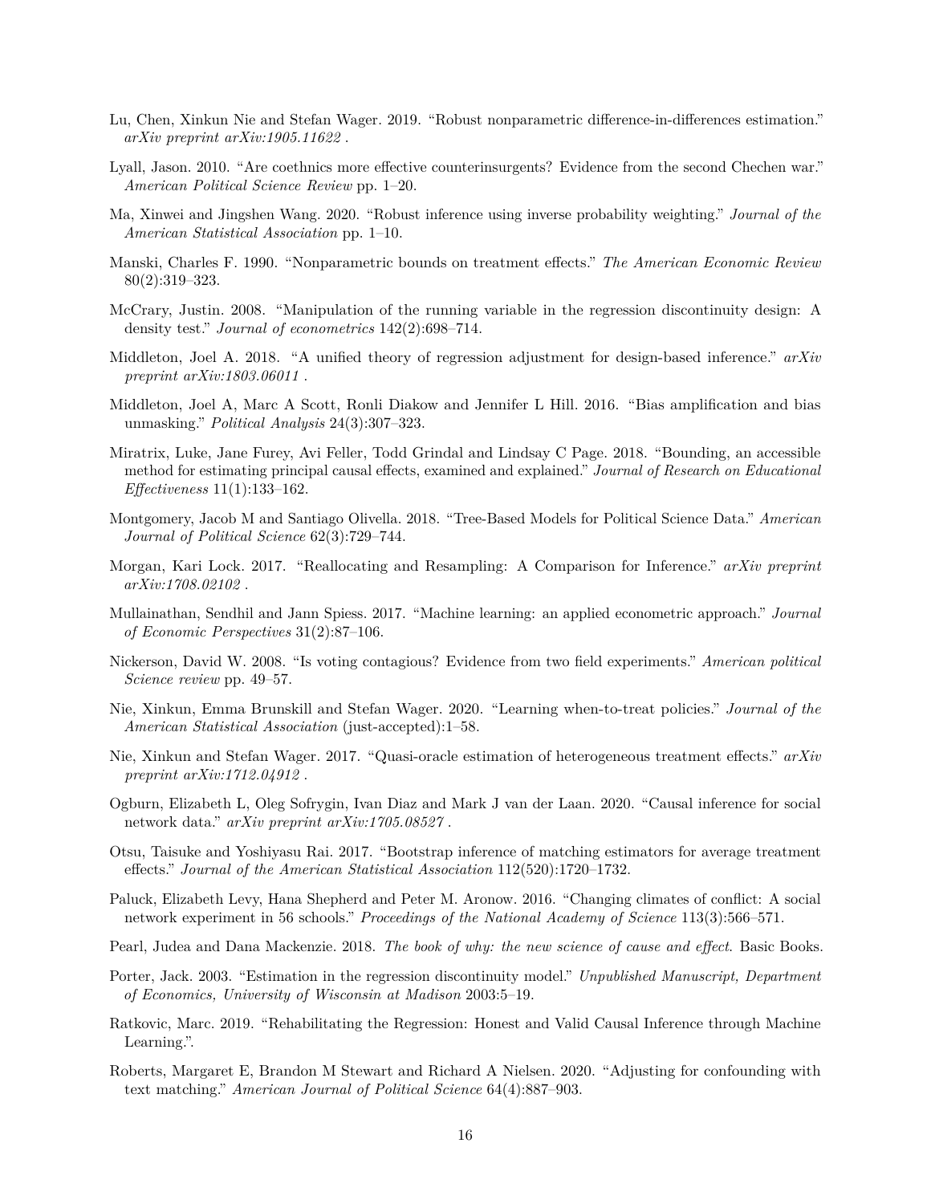Lu, Chen, Xinkun Nie and Stefan Wager. 2019. "Robust nonparametric difference-in-differences estimation." *arXiv preprint arXiv:1905.11622* .

Lyall, Jason. 2010. "Are coethnics more effective counterinsurgents? Evidence from the second Chechen war." *American Political Science Review* pp. 1–20.

Ma, Xinwei and Jingshen Wang. 2020. "Robust inference using inverse probability weighting." *Journal of the American Statistical Association* pp. 1–10.

Manski, Charles F. 1990. "Nonparametric bounds on treatment effects." *The American Economic Review* 80(2):319–323.

McCrary, Justin. 2008. "Manipulation of the running variable in the regression discontinuity design: A density test." *Journal of econometrics* 142(2):698–714.

Middleton, Joel A. 2018. "A unified theory of regression adjustment for design-based inference." *arXiv preprint arXiv:1803.06011* .

Middleton, Joel A, Marc A Scott, Ronli Diakow and Jennifer L Hill. 2016. "Bias amplification and bias unmasking." *Political Analysis* 24(3):307–323.

Miratrix, Luke, Jane Furey, Avi Feller, Todd Grindal and Lindsay C Page. 2018. "Bounding, an accessible method for estimating principal causal effects, examined and explained." *Journal of Research on Educational Effectiveness* 11(1):133–162.

Montgomery, Jacob M and Santiago Olivella. 2018. "Tree-Based Models for Political Science Data." *American Journal of Political Science* 62(3):729–744.

Morgan, Kari Lock. 2017. "Reallocating and Resampling: A Comparison for Inference." *arXiv preprint arXiv:1708.02102* .

Mullainathan, Sendhil and Jann Spiess. 2017. "Machine learning: an applied econometric approach." *Journal of Economic Perspectives* 31(2):87–106.

Nickerson, David W. 2008. "Is voting contagious? Evidence from two field experiments." *American political Science review* pp. 49–57.

Nie, Xinkun, Emma Brunskill and Stefan Wager. 2020. "Learning when-to-treat policies." *Journal of the American Statistical Association* (just-accepted):1–58.

Nie, Xinkun and Stefan Wager. 2017. "Quasi-oracle estimation of heterogeneous treatment effects." *arXiv preprint arXiv:1712.04912* .

Ogburn, Elizabeth L, Oleg Sofrygin, Ivan Diaz and Mark J van der Laan. 2020. "Causal inference for social network data." *arXiv preprint arXiv:1705.08527* .

Otsu, Taisuke and Yoshiyasu Rai. 2017. "Bootstrap inference of matching estimators for average treatment effects." *Journal of the American Statistical Association* 112(520):1720–1732.

Paluck, Elizabeth Levy, Hana Shepherd and Peter M. Aronow. 2016. "Changing climates of conflict: A social network experiment in 56 schools." *Proceedings of the National Academy of Science* 113(3):566–571.

Pearl, Judea and Dana Mackenzie. 2018. *The book of why: the new science of cause and effect*. Basic Books.

Porter, Jack. 2003. "Estimation in the regression discontinuity model." *Unpublished Manuscript, Department of Economics, University of Wisconsin at Madison* 2003:5–19.

Ratkovic, Marc. 2019. "Rehabilitating the Regression: Honest and Valid Causal Inference through Machine Learning.".

Roberts, Margaret E, Brandon M Stewart and Richard A Nielsen. 2020. "Adjusting for confounding with text matching." *American Journal of Political Science* 64(4):887–903.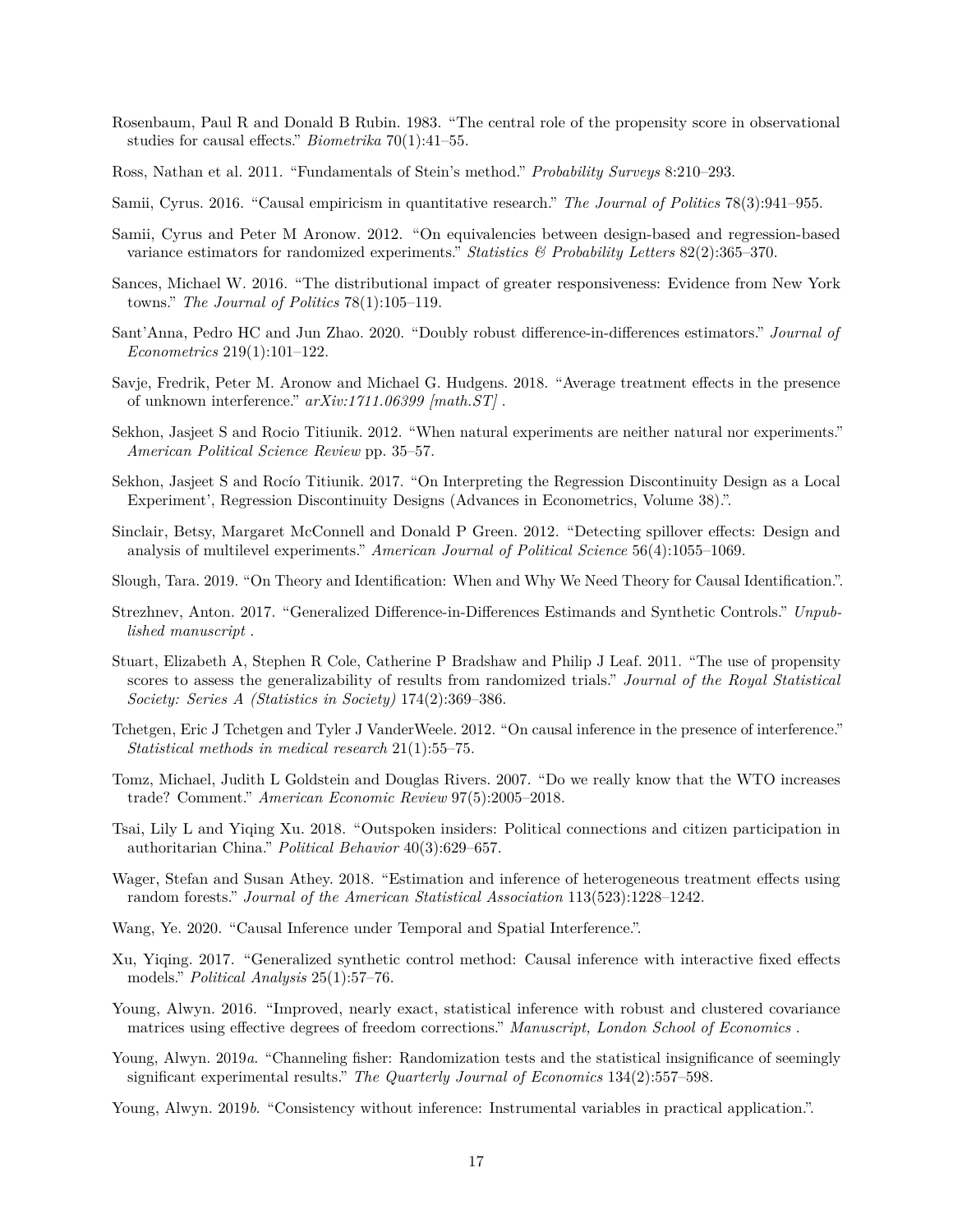Rosenbaum, Paul R and Donald B Rubin. 1983. "The central role of the propensity score in observational studies for causal effects." *Biometrika* 70(1):41–55.

Ross, Nathan et al. 2011. "Fundamentals of Stein's method." *Probability Surveys* 8:210–293.

Samii, Cyrus. 2016. "Causal empiricism in quantitative research." *The Journal of Politics* 78(3):941–955.

Samii, Cyrus and Peter M Aronow. 2012. "On equivalencies between design-based and regression-based variance estimators for randomized experiments." *Statistics & Probability Letters* 82(2):365–370.

Sances, Michael W. 2016. "The distributional impact of greater responsiveness: Evidence from New York towns." *The Journal of Politics* 78(1):105–119.

Sant'Anna, Pedro HC and Jun Zhao. 2020. "Doubly robust difference-in-differences estimators." *Journal of Econometrics* 219(1):101–122.

Savje, Fredrik, Peter M. Aronow and Michael G. Hudgens. 2018. "Average treatment effects in the presence of unknown interference." *arXiv:1711.06399 [math.ST]* .

Sekhon, Jasjeet S and Rocio Titiunik. 2012. "When natural experiments are neither natural nor experiments." *American Political Science Review* pp. 35–57.

Sekhon, Jasjeet S and Rocío Titiunik. 2017. "On Interpreting the Regression Discontinuity Design as a Local Experiment', Regression Discontinuity Designs (Advances in Econometrics, Volume 38).".

Sinclair, Betsy, Margaret McConnell and Donald P Green. 2012. "Detecting spillover effects: Design and analysis of multilevel experiments." *American Journal of Political Science* 56(4):1055–1069.

Slough, Tara. 2019. "On Theory and Identification: When and Why We Need Theory for Causal Identification.".

Strezhnev, Anton. 2017. "Generalized Difference-in-Differences Estimands and Synthetic Controls." *Unpublished manuscript* .

Stuart, Elizabeth A, Stephen R Cole, Catherine P Bradshaw and Philip J Leaf. 2011. "The use of propensity scores to assess the generalizability of results from randomized trials." *Journal of the Royal Statistical Society: Series A (Statistics in Society)* 174(2):369–386.

Tchetgen, Eric J Tchetgen and Tyler J VanderWeele. 2012. "On causal inference in the presence of interference." *Statistical methods in medical research* 21(1):55–75.

Tomz, Michael, Judith L Goldstein and Douglas Rivers. 2007. "Do we really know that the WTO increases trade? Comment." *American Economic Review* 97(5):2005–2018.

Tsai, Lily L and Yiqing Xu. 2018. "Outspoken insiders: Political connections and citizen participation in authoritarian China." *Political Behavior* 40(3):629–657.

Wager, Stefan and Susan Athey. 2018. "Estimation and inference of heterogeneous treatment effects using random forests." *Journal of the American Statistical Association* 113(523):1228–1242.

Wang, Ye. 2020. "Causal Inference under Temporal and Spatial Interference.".

Xu, Yiqing. 2017. "Generalized synthetic control method: Causal inference with interactive fixed effects models." *Political Analysis* 25(1):57–76.

Young, Alwyn. 2016. "Improved, nearly exact, statistical inference with robust and clustered covariance matrices using effective degrees of freedom corrections." *Manuscript, London School of Economics* .

Young, Alwyn. 2019*a*. "Channeling fisher: Randomization tests and the statistical insignificance of seemingly significant experimental results." *The Quarterly Journal of Economics* 134(2):557–598.

Young, Alwyn. 2019*b*. "Consistency without inference: Instrumental variables in practical application.".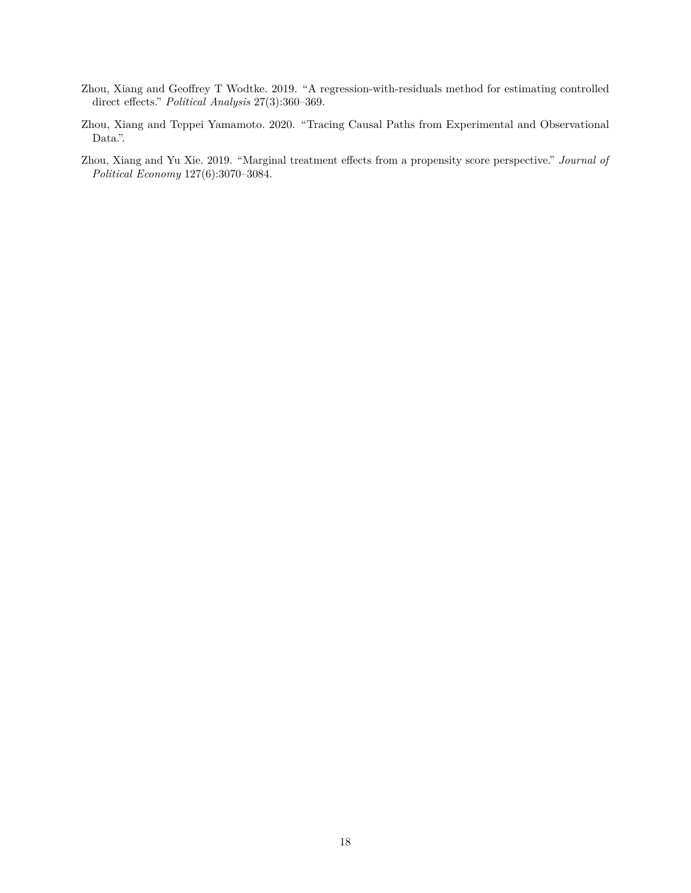Zhou, Xiang and Geoffrey T Wodtke. 2019. "A regression-with-residuals method for estimating controlled direct effects." *Political Analysis* 27(3):360–369.

Zhou, Xiang and Teppei Yamamoto. 2020. "Tracing Causal Paths from Experimental and Observational Data.".

Zhou, Xiang and Yu Xie. 2019. "Marginal treatment effects from a propensity score perspective." *Journal of Political Economy* 127(6):3070–3084.